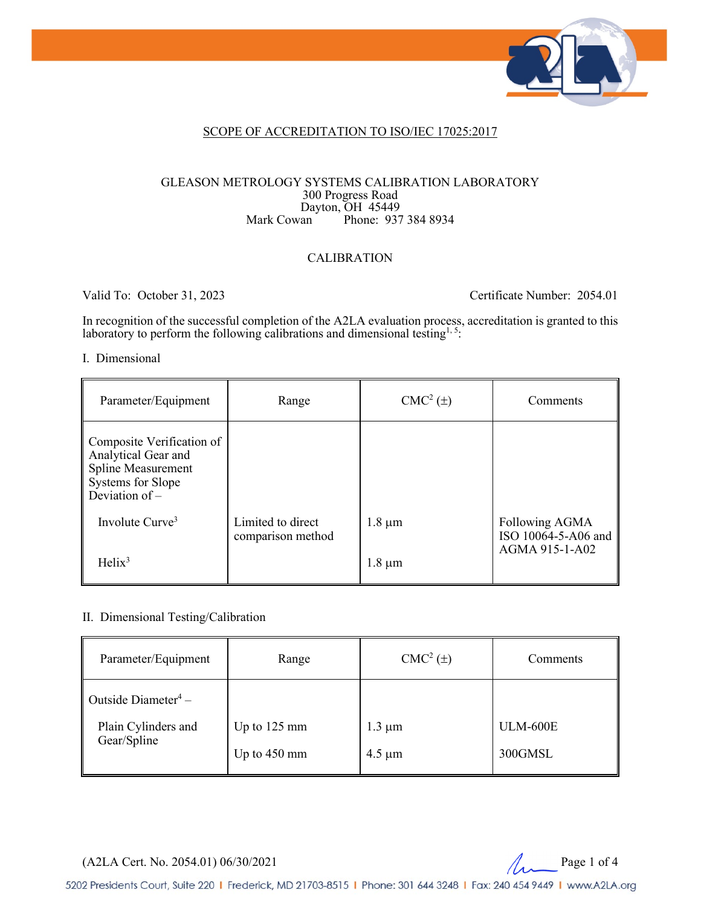## SCOPE OF ACCREDITATION TO ISO/IEC 17025:2017

GLEASON METROLOGY SYSTEMS CALIBRATION LABORATORY
300 Progress Road
Dayton, OH 45449
Mark Cowan Phone: 937 384 8934

CALIBRATION

Valid To: October 31, 2023 Certificate Number: 2054.01

In recognition of the successful completion of the A2LA evaluation process, accreditation is granted to this laboratory to perform the following calibrations and dimensional testing[1, 5]:

I. Dimensional

| Parameter/Equipment | Range | CMC[2] (±) | Comments |
|---|---|---|---|
| Composite Verification of Analytical Gear and Spline Measurement Systems for Slope Deviation of – | | | |
| Involute Curve[3] | Limited to direct comparison method | 1.8 µm | Following AGMA ISO 10064-5-A06 and AGMA 915-1-A02 |
| Helix[3] | | 1.8 µm | |

II. Dimensional Testing/Calibration

| Parameter/Equipment | Range | CMC[2] (±) | Comments |
|---|---|---|---|
| Outside Diameter[4] – | | | |
| Plain Cylinders and Gear/Spline | Up to 125 mm | 1.3 µm | ULM-600E |
| | Up to 450 mm | 4.5 µm | 300GMSL |

(A2LA Cert. No. 2054.01) 06/30/2021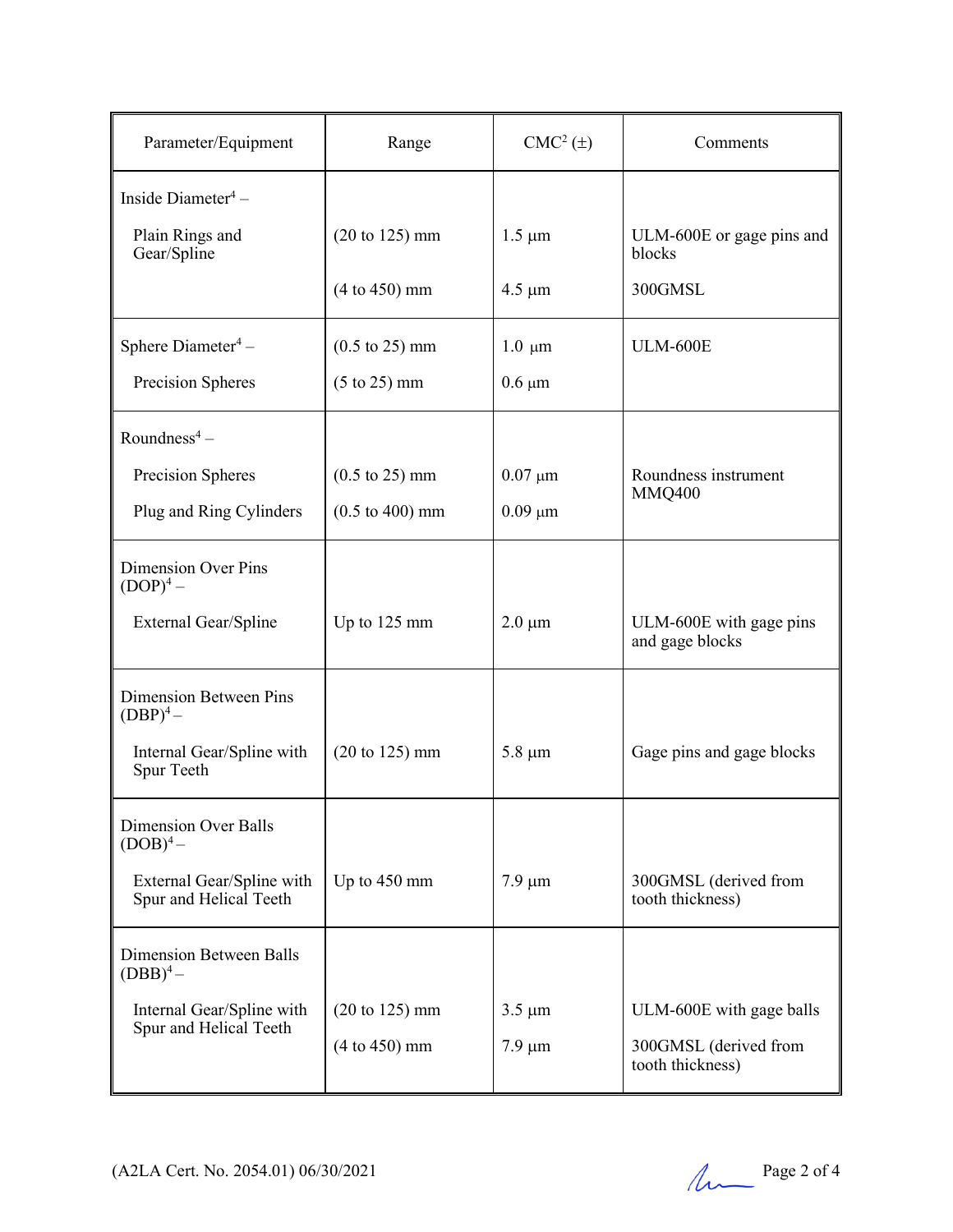| Parameter/Equipment | Range | CMC[2] (±) | Comments |
|---|---|---|---|
| Inside Diameter[4] – | | | |
| Plain Rings and Gear/Spline | (20 to 125) mm | 1.5 µm | ULM-600E or gage pins and blocks |
| | (4 to 450) mm | 4.5 µm | 300GMSL |
| Sphere Diameter[4] – | (0.5 to 25) mm | 1.0 µm | ULM-600E |
| Precision Spheres | (5 to 25) mm | 0.6 µm | |
| Roundness[4] – | | | |
| Precision Spheres | (0.5 to 25) mm | 0.07 µm | Roundness instrument MMQ400 |
| Plug and Ring Cylinders | (0.5 to 400) mm | 0.09 µm | |
| Dimension Over Pins (DOP)[4] – | | | |
| External Gear/Spline | Up to 125 mm | 2.0 µm | ULM-600E with gage pins and gage blocks |
| Dimension Between Pins (DBP)[4] – | | | |
| Internal Gear/Spline with Spur Teeth | (20 to 125) mm | 5.8 µm | Gage pins and gage blocks |
| Dimension Over Balls (DOB)[4] – | | | |
| External Gear/Spline with Spur and Helical Teeth | Up to 450 mm | 7.9 µm | 300GMSL (derived from tooth thickness) |
| Dimension Between Balls (DBB)[4] – | | | |
| Internal Gear/Spline with Spur and Helical Teeth | (20 to 125) mm | 3.5 µm | ULM-600E with gage balls |
| | (4 to 450) mm | 7.9 µm | 300GMSL (derived from tooth thickness) |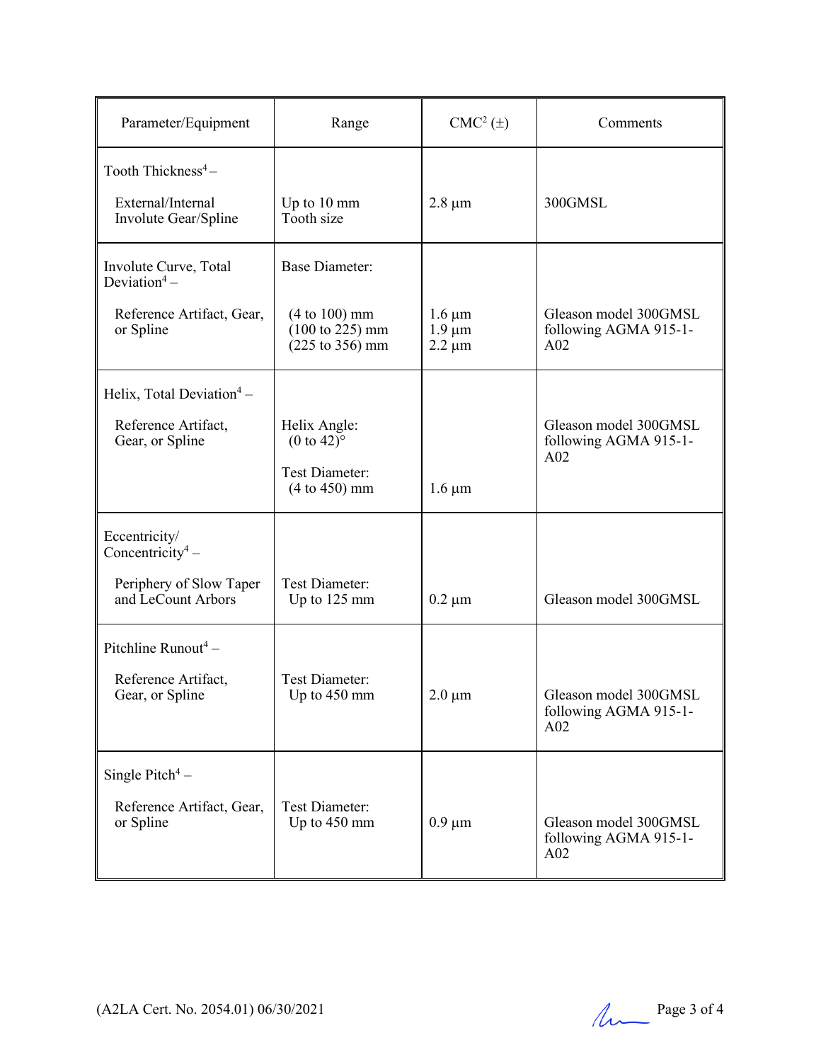| Parameter/Equipment | Range | CMC[2] (±) | Comments |
|---|---|---|---|
| Tooth Thickness[4] – <br><br> External/Internal Involute Gear/Spline | Up to 10 mm Tooth size | 2.8 µm | 300GMSL |
| Involute Curve, Total Deviation[4] – <br><br> Reference Artifact, Gear, or Spline | Base Diameter: <br><br> (4 to 100) mm <br> (100 to 225) mm <br> (225 to 356) mm | <br><br> 1.6 µm <br> 1.9 µm <br> 2.2 µm | Gleason model 300GMSL following AGMA 915-1-A02 |
| Helix, Total Deviation[4] – <br><br> Reference Artifact, Gear, or Spline | Helix Angle: <br> (0 to 42)° <br><br> Test Diameter: <br> (4 to 450) mm | 1.6 µm | Gleason model 300GMSL following AGMA 915-1-A02 |
| Eccentricity/ Concentricity[4] – <br><br> Periphery of Slow Taper and LeCount Arbors | Test Diameter: <br> Up to 125 mm | 0.2 µm | Gleason model 300GMSL |
| Pitchline Runout[4] – <br><br> Reference Artifact, Gear, or Spline | Test Diameter: <br> Up to 450 mm | 2.0 µm | Gleason model 300GMSL following AGMA 915-1-A02 |
| Single Pitch[4] – <br><br> Reference Artifact, Gear, or Spline | Test Diameter: <br> Up to 450 mm | 0.9 µm | Gleason model 300GMSL following AGMA 915-1-A02 |

(A2LA Cert. No. 2054.01) 06/30/2021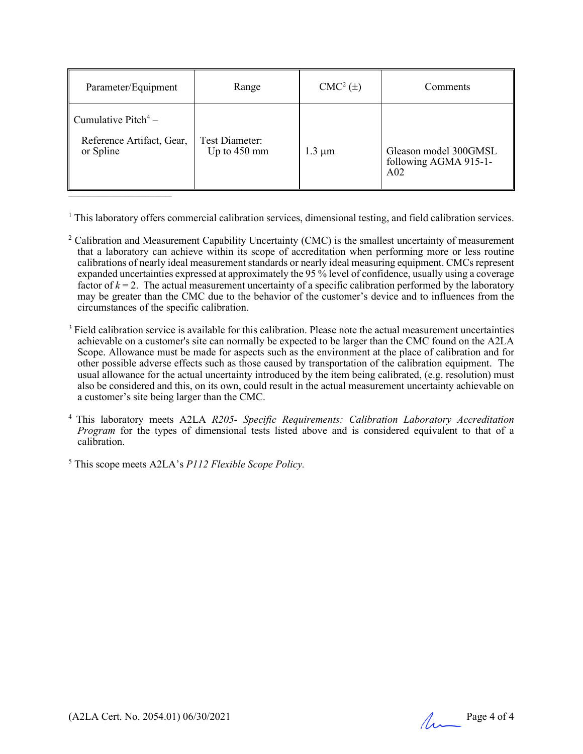| Parameter/Equipment | Range | CMC[2] (±) | Comments |
|---|---|---|---|
| Cumulative Pitch[4] – Reference Artifact, Gear, or Spline | Test Diameter: Up to 450 mm | 1.3 µm | Gleason model 300GMSL following AGMA 915-1-A02 |

[1] This laboratory offers commercial calibration services, dimensional testing, and field calibration services.

[2] Calibration and Measurement Capability Uncertainty (CMC) is the smallest uncertainty of measurement that a laboratory can achieve within its scope of accreditation when performing more or less routine calibrations of nearly ideal measurement standards or nearly ideal measuring equipment. CMCs represent expanded uncertainties expressed at approximately the 95 % level of confidence, usually using a coverage factor of $k = 2$. The actual measurement uncertainty of a specific calibration performed by the laboratory may be greater than the CMC due to the behavior of the customer's device and to influences from the circumstances of the specific calibration.

[3] Field calibration service is available for this calibration. Please note the actual measurement uncertainties achievable on a customer's site can normally be expected to be larger than the CMC found on the A2LA Scope. Allowance must be made for aspects such as the environment at the place of calibration and for other possible adverse effects such as those caused by transportation of the calibration equipment. The usual allowance for the actual uncertainty introduced by the item being calibrated, (e.g. resolution) must also be considered and this, on its own, could result in the actual measurement uncertainty achievable on a customer's site being larger than the CMC.

[4] This laboratory meets A2LA *R205- Specific Requirements: Calibration Laboratory Accreditation Program* for the types of dimensional tests listed above and is considered equivalent to that of a calibration.

[5] This scope meets A2LA's *P112 Flexible Scope Policy.*

(A2LA Cert. No. 2054.01) 06/30/2021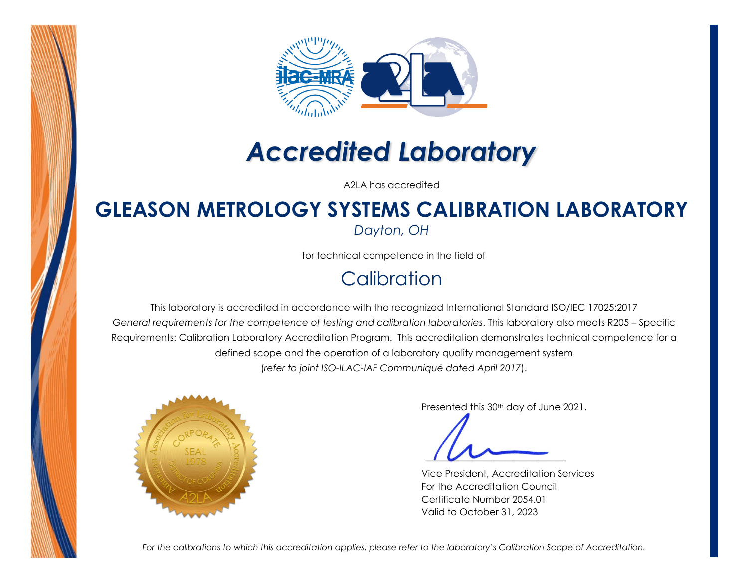# Accredited Laboratory

A2LA has accredited

## GLEASON METROLOGY SYSTEMS CALIBRATION LABORATORY

*Dayton, OH*

for technical competence in the field of

## Calibration

This laboratory is accredited in accordance with the recognized International Standard ISO/IEC 17025:2017 *General requirements for the competence of testing and calibration laboratories*. This laboratory also meets R205 – Specific Requirements: Calibration Laboratory Accreditation Program. This accreditation demonstrates technical competence for a defined scope and the operation of a laboratory quality management system (*refer to joint ISO-ILAC-IAF Communiqué dated April 2017*).

Presented this 30th day of June 2021.

Vice President, Accreditation Services
For the Accreditation Council
Certificate Number 2054.01
Valid to October 31, 2023

*For the calibrations to which this accreditation applies, please refer to the laboratory's Calibration Scope of Accreditation.*